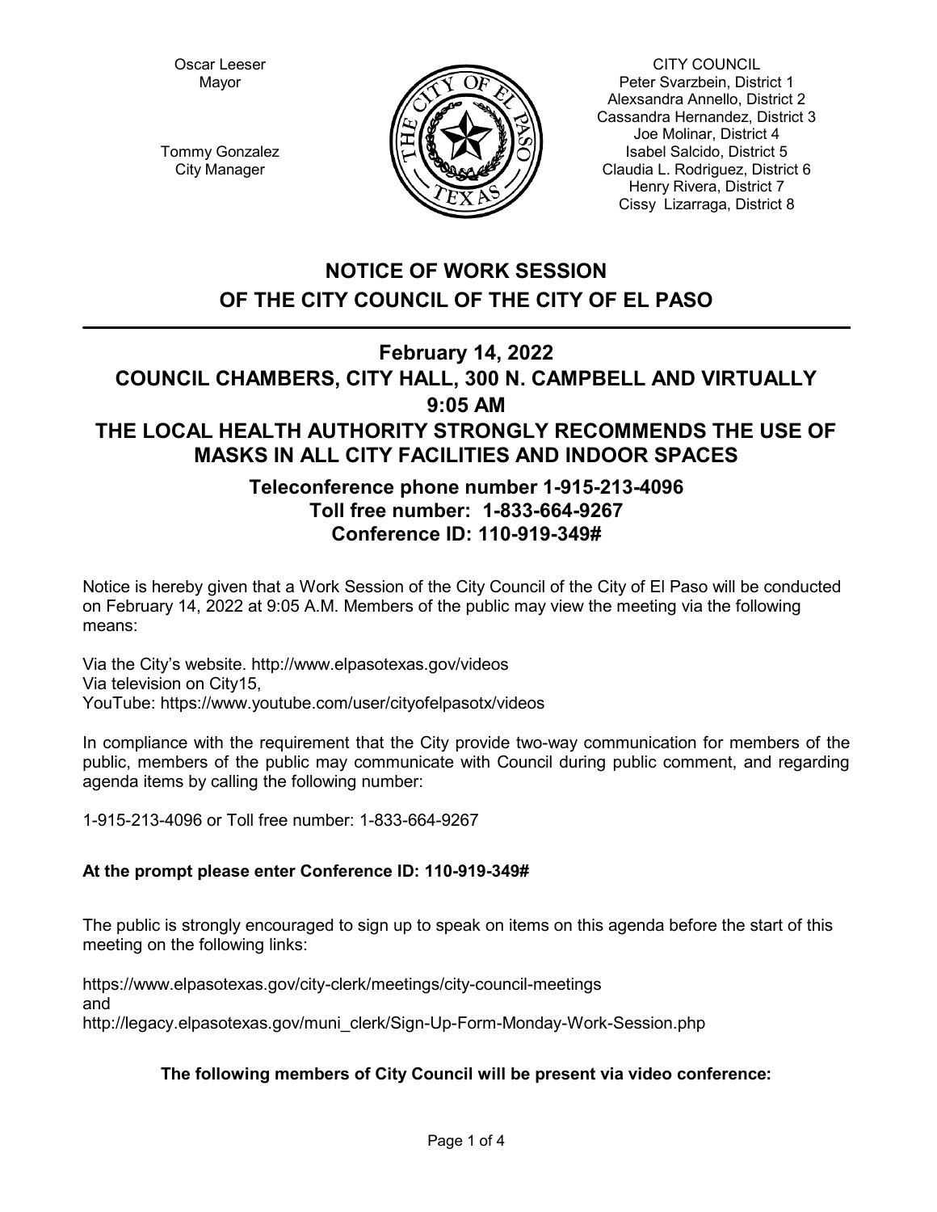Oscar Leeser
Mayor

Tommy Gonzalez
City Manager

CITY COUNCIL
Peter Svarzbein, District 1
Alexsandra Annello, District 2
Cassandra Hernandez, District 3
Joe Molinar, District 4
Isabel Salcido, District 5
Claudia L. Rodriguez, District 6
Henry Rivera, District 7
Cissy Lizarraga, District 8

# NOTICE OF WORK SESSION OF THE CITY COUNCIL OF THE CITY OF EL PASO

## February 14, 2022
## COUNCIL CHAMBERS, CITY HALL, 300 N. CAMPBELL AND VIRTUALLY
## 9:05 AM
## THE LOCAL HEALTH AUTHORITY STRONGLY RECOMMENDS THE USE OF MASKS IN ALL CITY FACILITIES AND INDOOR SPACES

### Teleconference phone number 1-915-213-4096
### Toll free number: 1-833-664-9267
### Conference ID: 110-919-349#

Notice is hereby given that a Work Session of the City Council of the City of El Paso will be conducted on February 14, 2022 at 9:05 A.M. Members of the public may view the meeting via the following means:

Via the City's website. http://www.elpasotexas.gov/videos
Via television on City15,
YouTube: https://www.youtube.com/user/cityofelpasotx/videos

In compliance with the requirement that the City provide two-way communication for members of the public, members of the public may communicate with Council during public comment, and regarding agenda items by calling the following number:

1-915-213-4096 or Toll free number: 1-833-664-9267

**At the prompt please enter Conference ID: 110-919-349#**

The public is strongly encouraged to sign up to speak on items on this agenda before the start of this meeting on the following links:

https://www.elpasotexas.gov/city-clerk/meetings/city-council-meetings
and
http://legacy.elpasotexas.gov/muni_clerk/Sign-Up-Form-Monday-Work-Session.php

**The following members of City Council will be present via video conference:**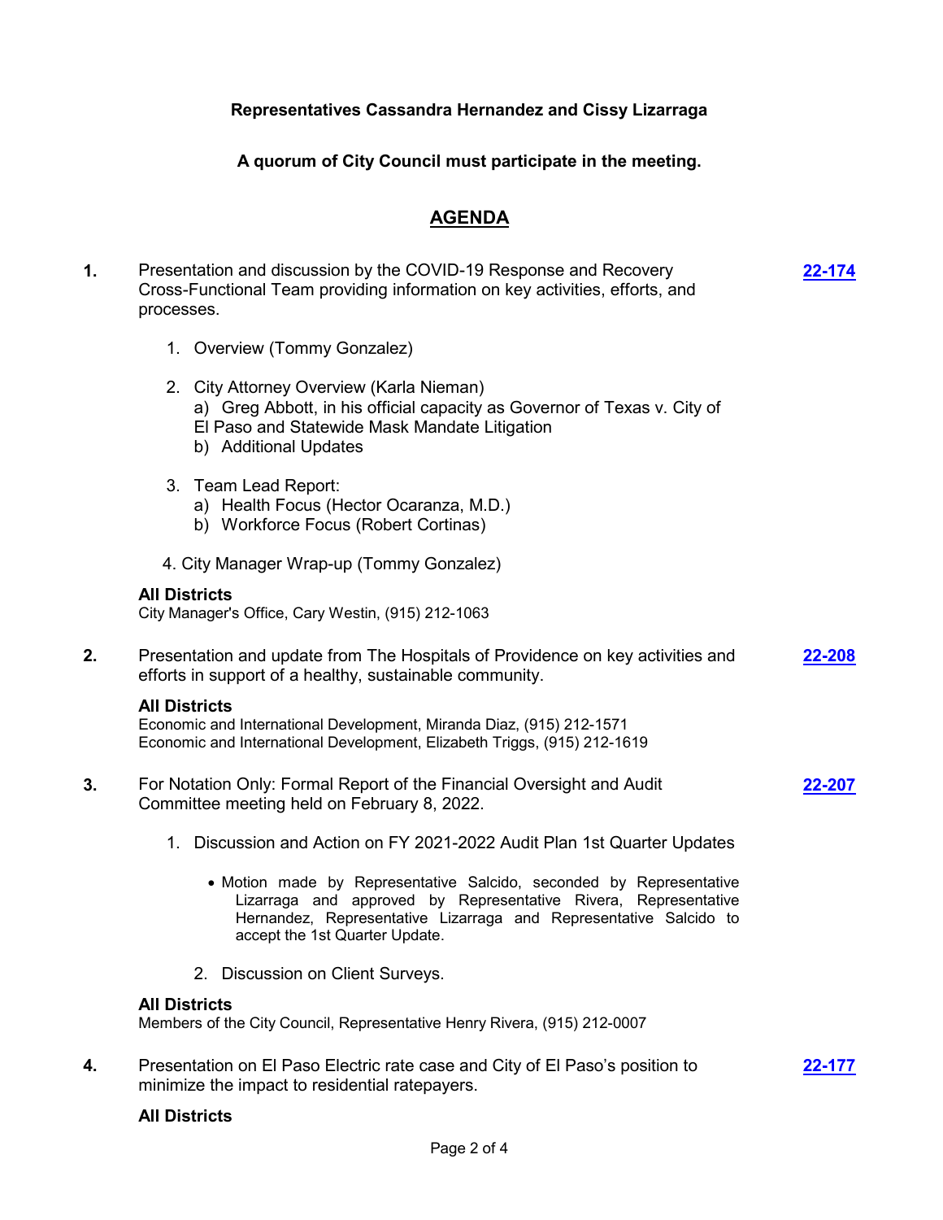**Representatives Cassandra Hernandez and Cissy Lizarraga**

**A quorum of City Council must participate in the meeting.**

## AGENDA

**1.** Presentation and discussion by the COVID-19 Response and Recovery Cross-Functional Team providing information on key activities, efforts, and processes. **22-174**

1. Overview (Tommy Gonzalez)
2. City Attorney Overview (Karla Nieman)
   a) Greg Abbott, in his official capacity as Governor of Texas v. City of El Paso and Statewide Mask Mandate Litigation
   b) Additional Updates
3. Team Lead Report:
   a) Health Focus (Hector Ocaranza, M.D.)
   b) Workforce Focus (Robert Cortinas)
4. City Manager Wrap-up (Tommy Gonzalez)

**All Districts**
City Manager's Office, Cary Westin, (915) 212-1063

**2.** Presentation and update from The Hospitals of Providence on key activities and efforts in support of a healthy, sustainable community. **22-208**

**All Districts**
Economic and International Development, Miranda Diaz, (915) 212-1571
Economic and International Development, Elizabeth Triggs, (915) 212-1619

**3.** For Notation Only: Formal Report of the Financial Oversight and Audit Committee meeting held on February 8, 2022. **22-207**

1. Discussion and Action on FY 2021-2022 Audit Plan 1st Quarter Updates
   - Motion made by Representative Salcido, seconded by Representative Lizarraga and approved by Representative Rivera, Representative Hernandez, Representative Lizarraga and Representative Salcido to accept the 1st Quarter Update.
2. Discussion on Client Surveys.

**All Districts**
Members of the City Council, Representative Henry Rivera, (915) 212-0007

**4.** Presentation on El Paso Electric rate case and City of El Paso's position to minimize the impact to residential ratepayers. **22-177**

**All Districts**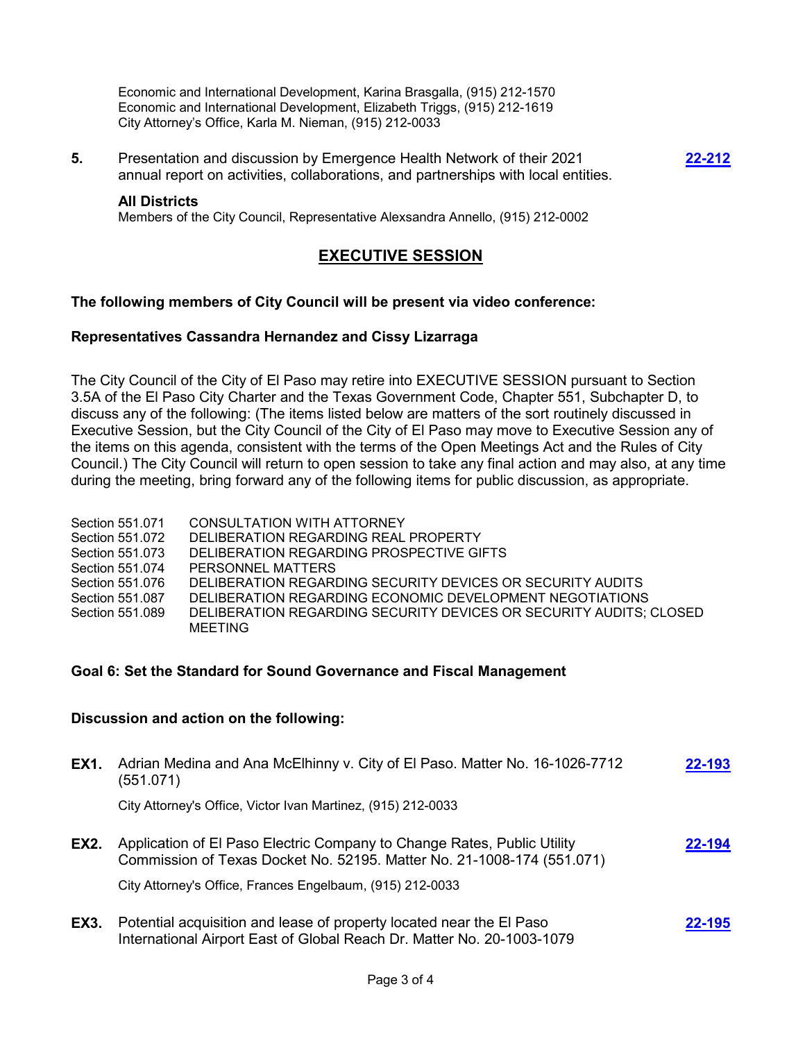Economic and International Development, Karina Brasgalla, (915) 212-1570
Economic and International Development, Elizabeth Triggs, (915) 212-1619
City Attorney's Office, Karla M. Nieman, (915) 212-0033

**5.** Presentation and discussion by Emergence Health Network of their 2021 annual report on activities, collaborations, and partnerships with local entities. **22-212**

**All Districts**
Members of the City Council, Representative Alexsandra Annello, (915) 212-0002

## EXECUTIVE SESSION

**The following members of City Council will be present via video conference:**

**Representatives Cassandra Hernandez and Cissy Lizarraga**

The City Council of the City of El Paso may retire into EXECUTIVE SESSION pursuant to Section 3.5A of the El Paso City Charter and the Texas Government Code, Chapter 551, Subchapter D, to discuss any of the following: (The items listed below are matters of the sort routinely discussed in Executive Session, but the City Council of the City of El Paso may move to Executive Session any of the items on this agenda, consistent with the terms of the Open Meetings Act and the Rules of City Council.) The City Council will return to open session to take any final action and may also, at any time during the meeting, bring forward any of the following items for public discussion, as appropriate.

| | |
|---|---|
| Section 551.071 | CONSULTATION WITH ATTORNEY |
| Section 551.072 | DELIBERATION REGARDING REAL PROPERTY |
| Section 551.073 | DELIBERATION REGARDING PROSPECTIVE GIFTS |
| Section 551.074 | PERSONNEL MATTERS |
| Section 551.076 | DELIBERATION REGARDING SECURITY DEVICES OR SECURITY AUDITS |
| Section 551.087 | DELIBERATION REGARDING ECONOMIC DEVELOPMENT NEGOTIATIONS |
| Section 551.089 | DELIBERATION REGARDING SECURITY DEVICES OR SECURITY AUDITS; CLOSED MEETING |

**Goal 6: Set the Standard for Sound Governance and Fiscal Management**

**Discussion and action on the following:**

**EX1.** Adrian Medina and Ana McElhinny v. City of El Paso. Matter No. 16-1026-7712 (551.071) **22-193**

City Attorney's Office, Victor Ivan Martinez, (915) 212-0033

**EX2.** Application of El Paso Electric Company to Change Rates, Public Utility Commission of Texas Docket No. 52195. Matter No. 21-1008-174 (551.071) **22-194**

City Attorney's Office, Frances Engelbaum, (915) 212-0033

**EX3.** Potential acquisition and lease of property located near the El Paso International Airport East of Global Reach Dr. Matter No. 20-1003-1079 **22-195**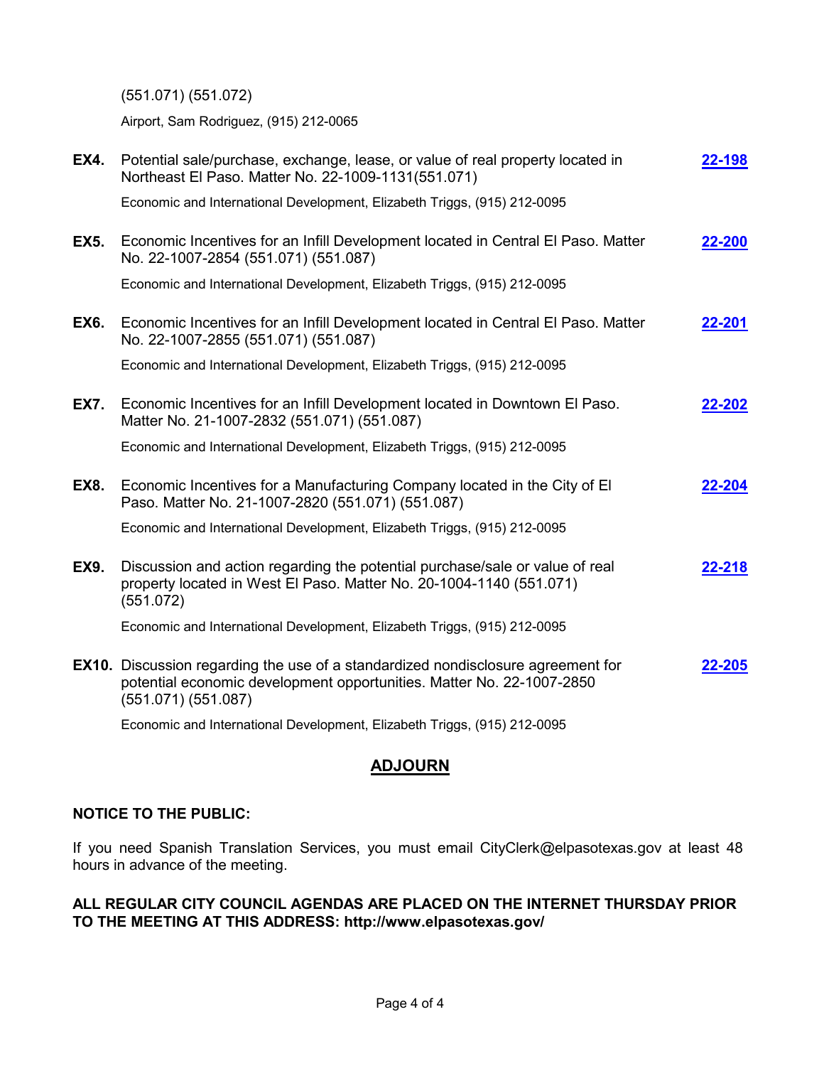(551.071) (551.072)

Airport, Sam Rodriguez, (915) 212-0065

**EX4.** Potential sale/purchase, exchange, lease, or value of real property located in Northeast El Paso. Matter No. 22-1009-1131(551.071) **22-198**

Economic and International Development, Elizabeth Triggs, (915) 212-0095

**EX5.** Economic Incentives for an Infill Development located in Central El Paso. Matter No. 22-1007-2854 (551.071) (551.087) **22-200**

Economic and International Development, Elizabeth Triggs, (915) 212-0095

**EX6.** Economic Incentives for an Infill Development located in Central El Paso. Matter No. 22-1007-2855 (551.071) (551.087) **22-201**

Economic and International Development, Elizabeth Triggs, (915) 212-0095

**EX7.** Economic Incentives for an Infill Development located in Downtown El Paso. Matter No. 21-1007-2832 (551.071) (551.087) **22-202**

Economic and International Development, Elizabeth Triggs, (915) 212-0095

**EX8.** Economic Incentives for a Manufacturing Company located in the City of El Paso. Matter No. 21-1007-2820 (551.071) (551.087) **22-204**

Economic and International Development, Elizabeth Triggs, (915) 212-0095

**EX9.** Discussion and action regarding the potential purchase/sale or value of real property located in West El Paso. Matter No. 20-1004-1140 (551.071) (551.072) **22-218**

Economic and International Development, Elizabeth Triggs, (915) 212-0095

**EX10.** Discussion regarding the use of a standardized nondisclosure agreement for potential economic development opportunities. Matter No. 22-1007-2850 (551.071) (551.087) **22-205**

Economic and International Development, Elizabeth Triggs, (915) 212-0095

## ADJOURN

**NOTICE TO THE PUBLIC:**

If you need Spanish Translation Services, you must email CityClerk@elpasotexas.gov at least 48 hours in advance of the meeting.

**ALL REGULAR CITY COUNCIL AGENDAS ARE PLACED ON THE INTERNET THURSDAY PRIOR TO THE MEETING AT THIS ADDRESS: http://www.elpasotexas.gov/**